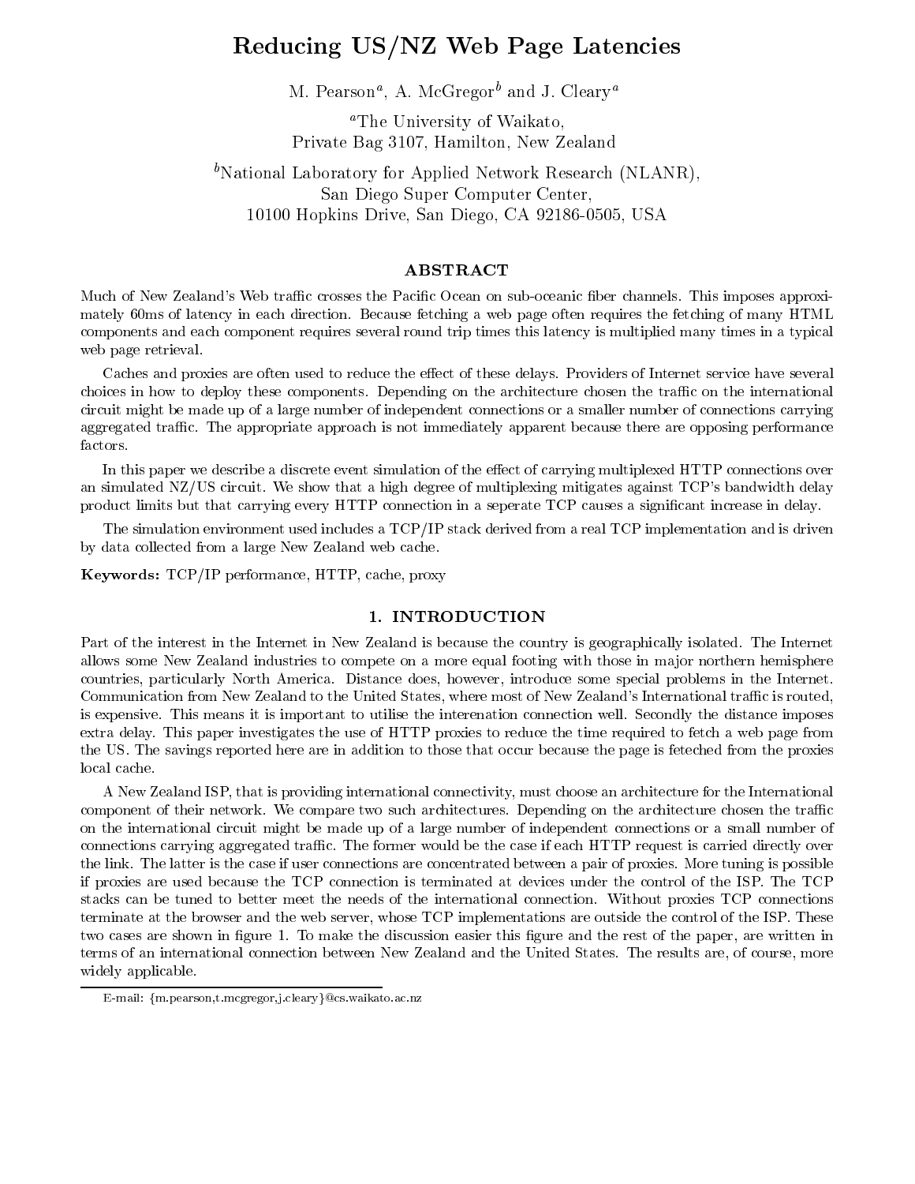# Reducing US/NZ Web Page Latencies

M. Pearson[a], A. McGregor[b] and J. Cleary[a]

[a]The University of Waikato,
Private Bag 3107, Hamilton, New Zealand

[b]National Laboratory for Applied Network Research (NLANR),
San Diego Super Computer Center,
10100 Hopkins Drive, San Diego, CA 92186-0505, USA

## ABSTRACT

Much of New Zealand's Web traffic crosses the Pacific Ocean on sub-oceanic fiber channels. This imposes approximately 60ms of latency in each direction. Because fetching a web page often requires the fetching of many HTML components and each component requires several round trip times this latency is multiplied many times in a typical web page retrieval.

Caches and proxies are often used to reduce the effect of these delays. Providers of Internet service have several choices in how to deploy these components. Depending on the architecture chosen the traffic on the international circuit might be made up of a large number of independent connections or a smaller number of connections carrying aggregated traffic. The appropriate approach is not immediately apparent because there are opposing performance factors.

In this paper we describe a discrete event simulation of the effect of carrying multiplexed HTTP connections over an simulated NZ/US circuit. We show that a high degree of multiplexing mitigates against TCP's bandwidth delay product limits but that carrying every HTTP connection in a seperate TCP causes a significant increase in delay.

The simulation environment used includes a TCP/IP stack derived from a real TCP implementation and is driven by data collected from a large New Zealand web cache.

**Keywords:** TCP/IP performance, HTTP, cache, proxy

## 1. INTRODUCTION

Part of the interest in the Internet in New Zealand is because the country is geographically isolated. The Internet allows some New Zealand industries to compete on a more equal footing with those in major northern hemisphere countries, particularly North America. Distance does, however, introduce some special problems in the Internet. Communication from New Zealand to the United States, where most of New Zealand's International traffic is routed, is expensive. This means it is important to utilise the interenation connection well. Secondly the distance imposes extra delay. This paper investigates the use of HTTP proxies to reduce the time required to fetch a web page from the US. The savings reported here are in addition to those that occur because the page is feteched from the proxies local cache.

A New Zealand ISP, that is providing international connectivity, must choose an architecture for the International component of their network. We compare two such architectures. Depending on the architecture chosen the traffic on the international circuit might be made up of a large number of independent connections or a small number of connections carrying aggregated traffic. The former would be the case if each HTTP request is carried directly over the link. The latter is the case if user connections are concentrated between a pair of proxies. More tuning is possible if proxies are used because the TCP connection is terminated at devices under the control of the ISP. The TCP stacks can be tuned to better meet the needs of the international connection. Without proxies TCP connections terminate at the browser and the web server, whose TCP implementations are outside the control of the ISP. These two cases are shown in figure 1. To make the discussion easier this figure and the rest of the paper, are written in terms of an international connection between New Zealand and the United States. The results are, of course, more widely applicable.

E-mail: {m.pearson,t.mcgregor,j.cleary}@cs.waikato.ac.nz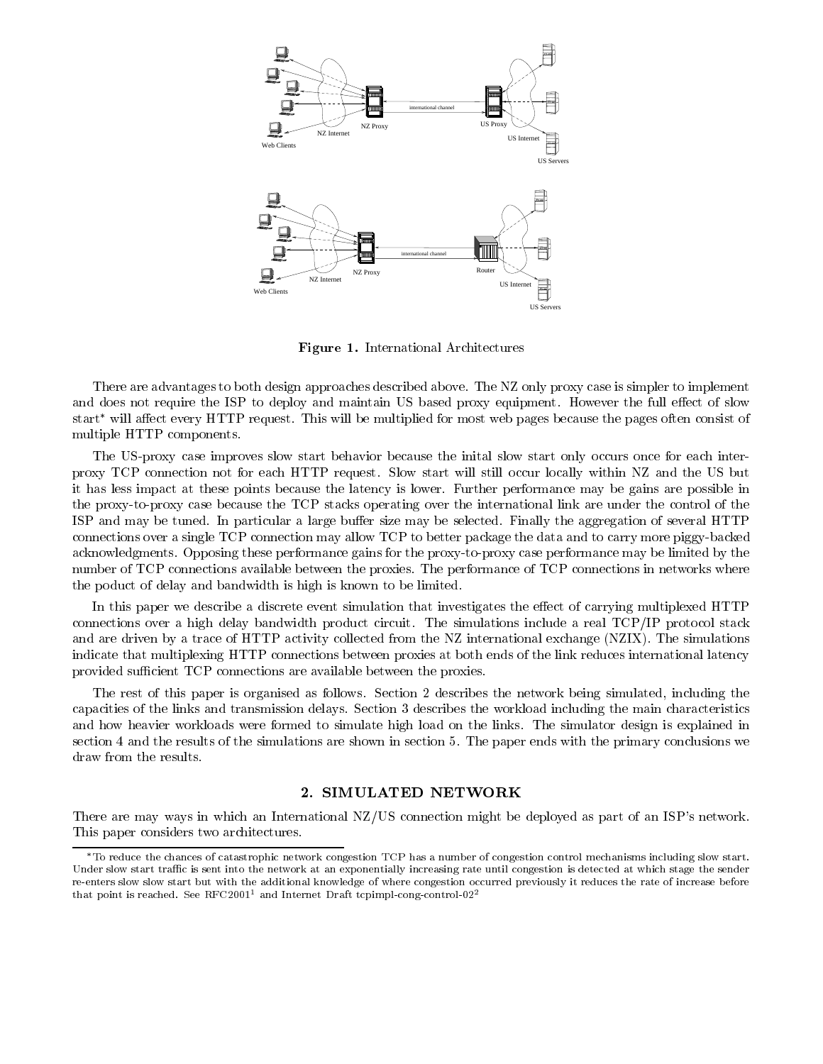**Figure 1.** International Architectures

There are advantages to both design approaches described above. The NZ only proxy case is simpler to implement and does not require the ISP to deploy and maintain US based proxy equipment. However the full effect of slow start* will affect every HTTP request. This will be multiplied for most web pages because the pages often consist of multiple HTTP components.

The US-proxy case improves slow start behavior because the inital slow start only occurs once for each inter-proxy TCP connection not for each HTTP request. Slow start will still occur locally within NZ and the US but it has less impact at these points because the latency is lower. Further performance may be gains are possible in the proxy-to-proxy case because the TCP stacks operating over the international link are under the control of the ISP and may be tuned. In particular a large buffer size may be selected. Finally the aggregation of several HTTP connections over a single TCP connection may allow TCP to better package the data and to carry more piggy-backed acknowledgments. Opposing these performance gains for the proxy-to-proxy case performance may be limited by the number of TCP connections available between the proxies. The performance of TCP connections in networks where the poduct of delay and bandwidth is high is known to be limited.

In this paper we describe a discrete event simulation that investigates the effect of carrying multiplexed HTTP connections over a high delay bandwidth product circuit. The simulations include a real TCP/IP protocol stack and are driven by a trace of HTTP activity collected from the NZ international exchange (NZIX). The simulations indicate that multiplexing HTTP connections between proxies at both ends of the link reduces international latency provided sufficient TCP connections are available between the proxies.

The rest of this paper is organised as follows. Section 2 describes the network being simulated, including the capacities of the links and transmission delays. Section 3 describes the workload including the main characteristics and how heavier workloads were formed to simulate high load on the links. The simulator design is explained in section 4 and the results of the simulations are shown in section 5. The paper ends with the primary conclusions we draw from the results.

## 2. SIMULATED NETWORK

There are may ways in which an International NZ/US connection might be deployed as part of an ISP's network. This paper considers two architectures.

---

*To reduce the chances of catastrophic network congestion TCP has a number of congestion control mechanisms including slow start. Under slow start traffic is sent into the network at an exponentially increasing rate until congestion is detected at which stage the sender re-enters slow slow start but with the additional knowledge of where congestion occurred previously it reduces the rate of increase before that point is reached. See RFC2001[1] and Internet Draft tcpimpl-cong-control-02[2]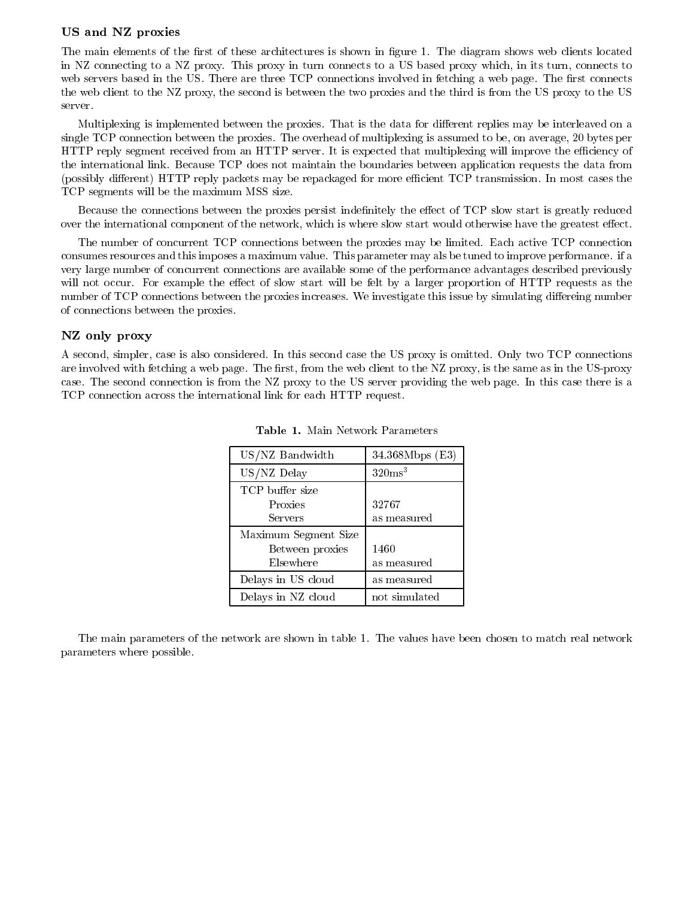### US and NZ proxies

The main elements of the first of these architectures is shown in figure 1. The diagram shows web clients located in NZ connecting to a NZ proxy. This proxy in turn connects to a US based proxy which, in its turn, connects to web servers based in the US. There are three TCP connections involved in fetching a web page. The first connects the web client to the NZ proxy, the second is between the two proxies and the third is from the US proxy to the US server.

Multiplexing is implemented between the proxies. That is the data for different replies may be interleaved on a single TCP connection between the proxies. The overhead of multiplexing is assumed to be, on average, 20 bytes per HTTP reply segment received from an HTTP server. It is expected that multiplexing will improve the efficiency of the international link. Because TCP does not maintain the boundaries between application requests the data from (possibly different) HTTP reply packets may be repackaged for more efficient TCP transmission. In most cases the TCP segments will be the maximum MSS size.

Because the connections between the proxies persist indefinitely the effect of TCP slow start is greatly reduced over the international component of the network, which is where slow start would otherwise have the greatest effect.

The number of concurrent TCP connections between the proxies may be limited. Each active TCP connection consumes resources and this imposes a maximum value. This parameter may als be tuned to improve performance. if a very large number of concurrent connections are available some of the performance advantages described previously will not occur. For example the effect of slow start will be felt by a larger proportion of HTTP requests as the number of TCP connections between the proxies increases. We investigate this issue by simulating differeing number of connections between the proxies.

### NZ only proxy

A second, simpler, case is also considered. In this second case the US proxy is omitted. Only two TCP connections are involved with fetching a web page. The first, from the web client to the NZ proxy, is the same as in the US-proxy case. The second connection is from the NZ proxy to the US server providing the web page. In this case there is a TCP connection across the international link for each HTTP request.

**Table 1.** Main Network Parameters

| Parameter | Value |
|---|---|
| US/NZ Bandwidth | 34.368Mbps (E3) |
| US/NZ Delay | 320ms[3] |
| TCP buffer size | |
| Proxies | 32767 |
| Servers | as measured |
| Maximum Segment Size | |
| Between proxies | 1460 |
| Elsewhere | as measured |
| Delays in US cloud | as measured |
| Delays in NZ cloud | not simulated |

The main parameters of the network are shown in table 1. The values have been chosen to match real network parameters where possible.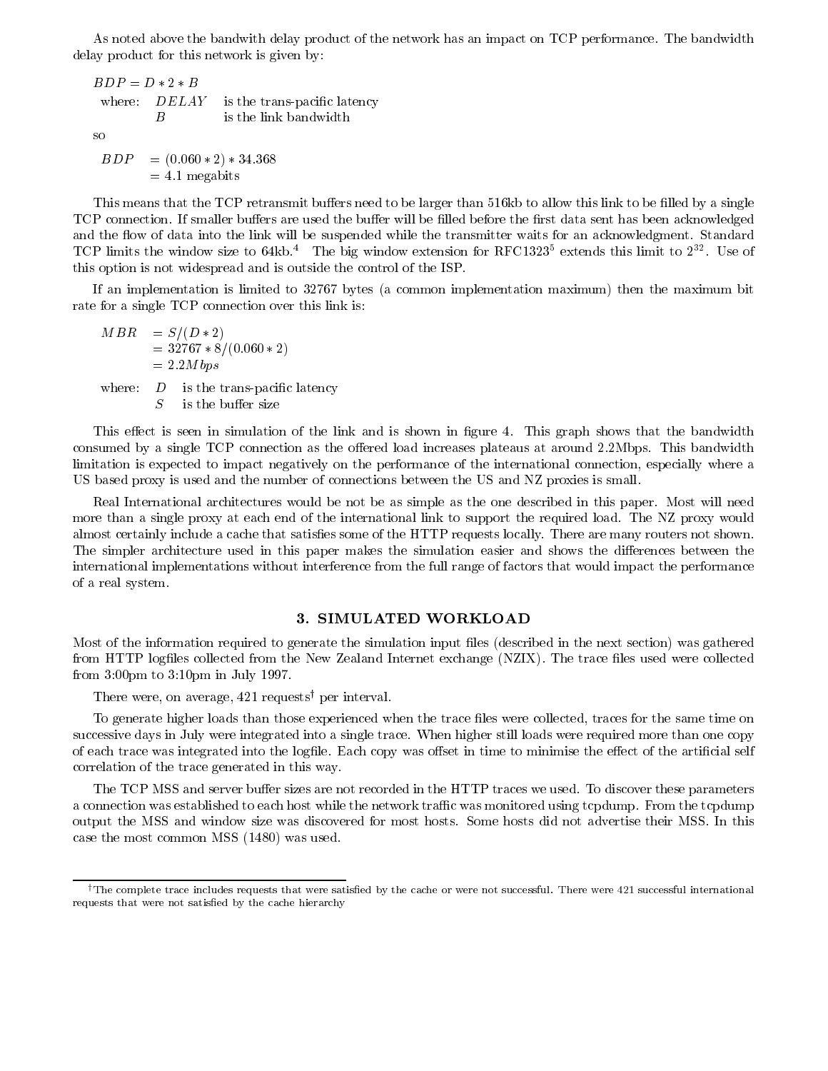As noted above the bandwith delay product of the network has an impact on TCP performance. The bandwidth delay product for this network is given by:

$$BDP = D * 2 * B$$

where: $DELAY$ is the trans-pacific latency
$B$ is the link bandwidth

so

$$\begin{aligned} BDP &= (0.060 * 2) * 34.368 \\ &= 4.1 \text{ megabits} \end{aligned}$$

This means that the TCP retransmit buffers need to be larger than 516kb to allow this link to be filled by a single TCP connection. If smaller buffers are used the buffer will be filled before the first data sent has been acknowledged and the flow of data into the link will be suspended while the transmitter waits for an acknowledgment. Standard TCP limits the window size to 64kb.[4] The big window extension for RFC1323[5] extends this limit to $2^{32}$. Use of this option is not widespread and is outside the control of the ISP.

If an implementation is limited to 32767 bytes (a common implementation maximum) then the maximum bit rate for a single TCP connection over this link is:

$$\begin{aligned} MBR &= S/(D * 2) \\ &= 32767 * 8/(0.060 * 2) \\ &= 2.2 Mbps \end{aligned}$$

where: $D$ is the trans-pacific latency
$S$ is the buffer size

This effect is seen in simulation of the link and is shown in figure 4. This graph shows that the bandwidth consumed by a single TCP connection as the offered load increases plateaus at around 2.2Mbps. This bandwidth limitation is expected to impact negatively on the performance of the international connection, especially where a US based proxy is used and the number of connections between the US and NZ proxies is small.

Real International architectures would be not be as simple as the one described in this paper. Most will need more than a single proxy at each end of the international link to support the required load. The NZ proxy would almost certainly include a cache that satisfies some of the HTTP requests locally. There are many routers not shown. The simpler architecture used in this paper makes the simulation easier and shows the differences between the international implementations without interference from the full range of factors that would impact the performance of a real system.

## 3. SIMULATED WORKLOAD

Most of the information required to generate the simulation input files (described in the next section) was gathered from HTTP logfiles collected from the New Zealand Internet exchange (NZIX). The trace files used were collected from 3:00pm to 3:10pm in July 1997.

There were, on average, 421 requests[†] per interval.

To generate higher loads than those experienced when the trace files were collected, traces for the same time on successive days in July were integrated into a single trace. When higher still loads were required more than one copy of each trace was integrated into the logfile. Each copy was offset in time to minimise the effect of the artificial self correlation of the trace generated in this way.

The TCP MSS and server buffer sizes are not recorded in the HTTP traces we used. To discover these parameters a connection was established to each host while the network traffic was monitored using tcpdump. From the tcpdump output the MSS and window size was discovered for most hosts. Some hosts did not advertise their MSS. In this case the most common MSS (1480) was used.

---

[†] The complete trace includes requests that were satisfied by the cache or were not successful. There were 421 successful international requests that were not satisfied by the cache hierarchy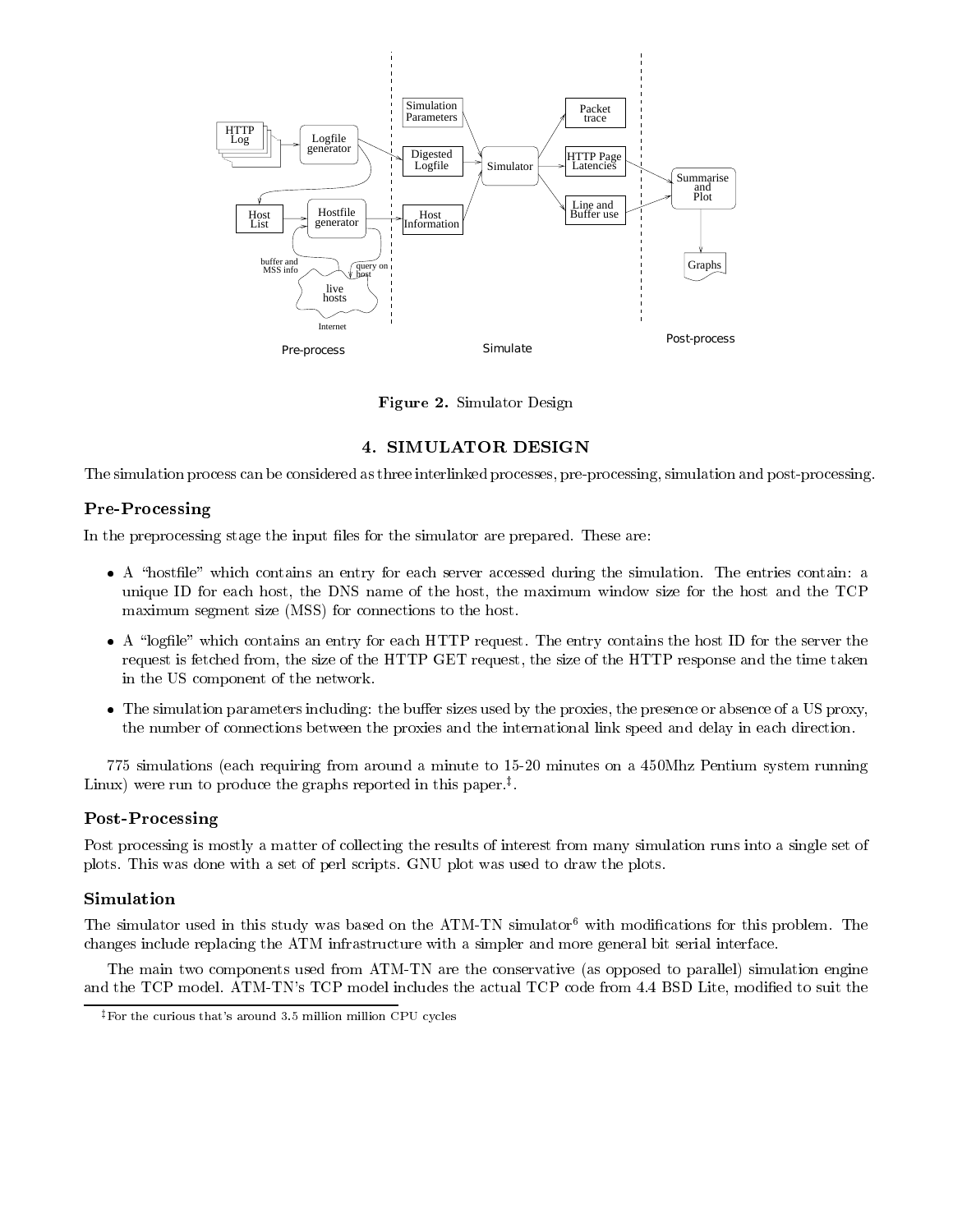Figure 2. Simulator Design

## 4. SIMULATOR DESIGN

The simulation process can be considered as three interlinked processes, pre-processing, simulation and post-processing.

### Pre-Processing

In the preprocessing stage the input files for the simulator are prepared. These are:

- A "hostfile" which contains an entry for each server accessed during the simulation. The entries contain: a unique ID for each host, the DNS name of the host, the maximum window size for the host and the TCP maximum segment size (MSS) for connections to the host.
- A "logfile" which contains an entry for each HTTP request. The entry contains the host ID for the server the request is fetched from, the size of the HTTP GET request, the size of the HTTP response and the time taken in the US component of the network.
- The simulation parameters including: the buffer sizes used by the proxies, the presence or absence of a US proxy, the number of connections between the proxies and the international link speed and delay in each direction.

775 simulations (each requiring from around a minute to 15-20 minutes on a 450Mhz Pentium system running Linux) were run to produce the graphs reported in this paper.[‡].

### Post-Processing

Post processing is mostly a matter of collecting the results of interest from many simulation runs into a single set of plots. This was done with a set of perl scripts. GNU plot was used to draw the plots.

### Simulation

The simulator used in this study was based on the ATM-TN simulator[6] with modifications for this problem. The changes include replacing the ATM infrastructure with a simpler and more general bit serial interface.

The main two components used from ATM-TN are the conservative (as opposed to parallel) simulation engine and the TCP model. ATM-TN's TCP model includes the actual TCP code from 4.4 BSD Lite, modified to suit the

[‡]For the curious that's around 3.5 million million CPU cycles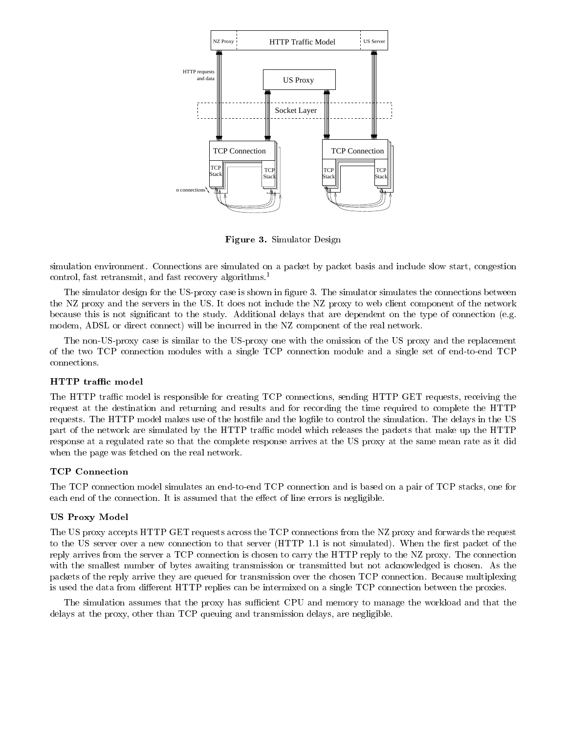**Figure 3.** Simulator Design

simulation environment. Connections are simulated on a packet by packet basis and include slow start, congestion control, fast retransmit, and fast recovery algorithms.[1]

The simulator design for the US-proxy case is shown in figure 3. The simulator simulates the connections between the NZ proxy and the servers in the US. It does not include the NZ proxy to web client component of the network because this is not significant to the study. Additional delays that are dependent on the type of connection (e.g. modem, ADSL or direct connect) will be incurred in the NZ component of the real network.

The non-US-proxy case is similar to the US-proxy one with the omission of the US proxy and the replacement of the two TCP connection modules with a single TCP connection module and a single set of end-to-end TCP connections.

### HTTP traffic model

The HTTP traffic model is responsible for creating TCP connections, sending HTTP GET requests, receiving the request at the destination and returning and results and for recording the time required to complete the HTTP requests. The HTTP model makes use of the hostfile and the logfile to control the simulation. The delays in the US part of the network are simulated by the HTTP traffic model which releases the packets that make up the HTTP response at a regulated rate so that the complete response arrives at the US proxy at the same mean rate as it did when the page was fetched on the real network.

### TCP Connection

The TCP connection model simulates an end-to-end TCP connection and is based on a pair of TCP stacks, one for each end of the connection. It is assumed that the effect of line errors is negligible.

### US Proxy Model

The US proxy accepts HTTP GET requests across the TCP connections from the NZ proxy and forwards the request to the US server over a new connection to that server (HTTP 1.1 is not simulated). When the first packet of the reply arrives from the server a TCP connection is chosen to carry the HTTP reply to the NZ proxy. The connection with the smallest number of bytes awaiting transmission or transmitted but not acknowledged is chosen. As the packets of the reply arrive they are queued for transmission over the chosen TCP connection. Because multiplexing is used the data from different HTTP replies can be intermixed on a single TCP connection between the proxies.

The simulation assumes that the proxy has sufficient CPU and memory to manage the workload and that the delays at the proxy, other than TCP queuing and transmission delays, are negligible.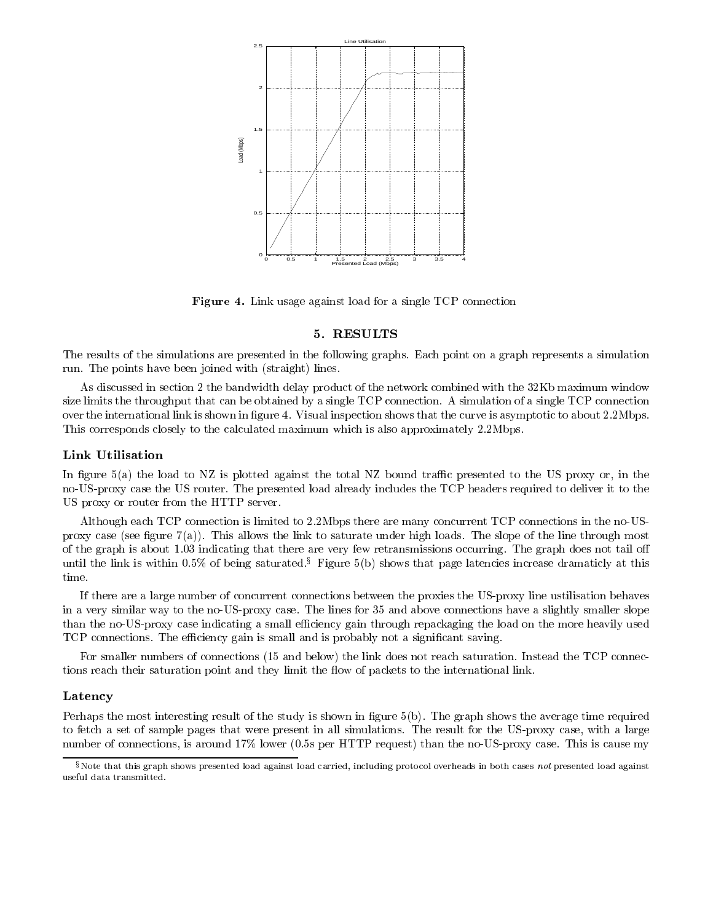Figure 4. Link usage against load for a single TCP connection

## 5. RESULTS

The results of the simulations are presented in the following graphs. Each point on a graph represents a simulation run. The points have been joined with (straight) lines.

As discussed in section 2 the bandwidth delay product of the network combined with the 32Kb maximum window size limits the throughput that can be obtained by a single TCP connection. A simulation of a single TCP connection over the international link is shown in figure 4. Visual inspection shows that the curve is asymptotic to about 2.2Mbps. This corresponds closely to the calculated maximum which is also approximately 2.2Mbps.

### Link Utilisation

In figure 5(a) the load to NZ is plotted against the total NZ bound traffic presented to the US proxy or, in the no-US-proxy case the US router. The presented load already includes the TCP headers required to deliver it to the US proxy or router from the HTTP server.

Although each TCP connection is limited to 2.2Mbps there are many concurrent TCP connections in the no-US-proxy case (see figure 7(a)). This allows the link to saturate under high loads. The slope of the line through most of the graph is about 1.03 indicating that there are very few retransmissions occurring. The graph does not tail off until the link is within 0.5% of being saturated.[§] Figure 5(b) shows that page latencies increase dramaticly at this time.

If there are a large number of concurrent connections between the proxies the US-proxy line ustilisation behaves in a very similar way to the no-US-proxy case. The lines for 35 and above connections have a slightly smaller slope than the no-US-proxy case indicating a small efficiency gain through repackaging the load on the more heavily used TCP connections. The efficiency gain is small and is probably not a significant saving.

For smaller numbers of connections (15 and below) the link does not reach saturation. Instead the TCP connections reach their saturation point and they limit the flow of packets to the international link.

### Latency

Perhaps the most interesting result of the study is shown in figure 5(b). The graph shows the average time required to fetch a set of sample pages that were present in all simulations. The result for the US-proxy case, with a large number of connections, is around 17% lower (0.5s per HTTP request) than the no-US-proxy case. This is cause my

[§] Note that this graph shows presented load against load carried, including protocol overheads in both cases *not* presented load against useful data transmitted.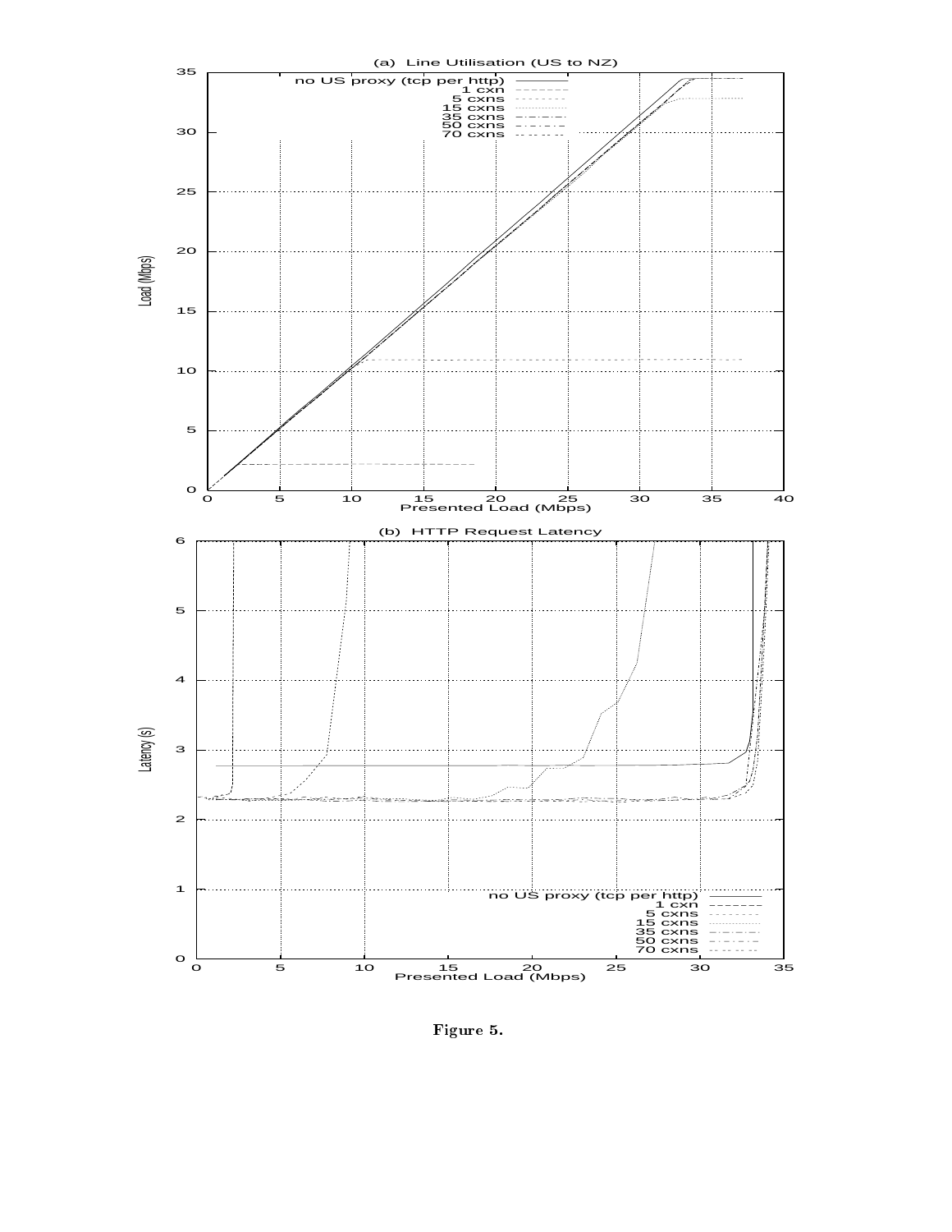Figure 5.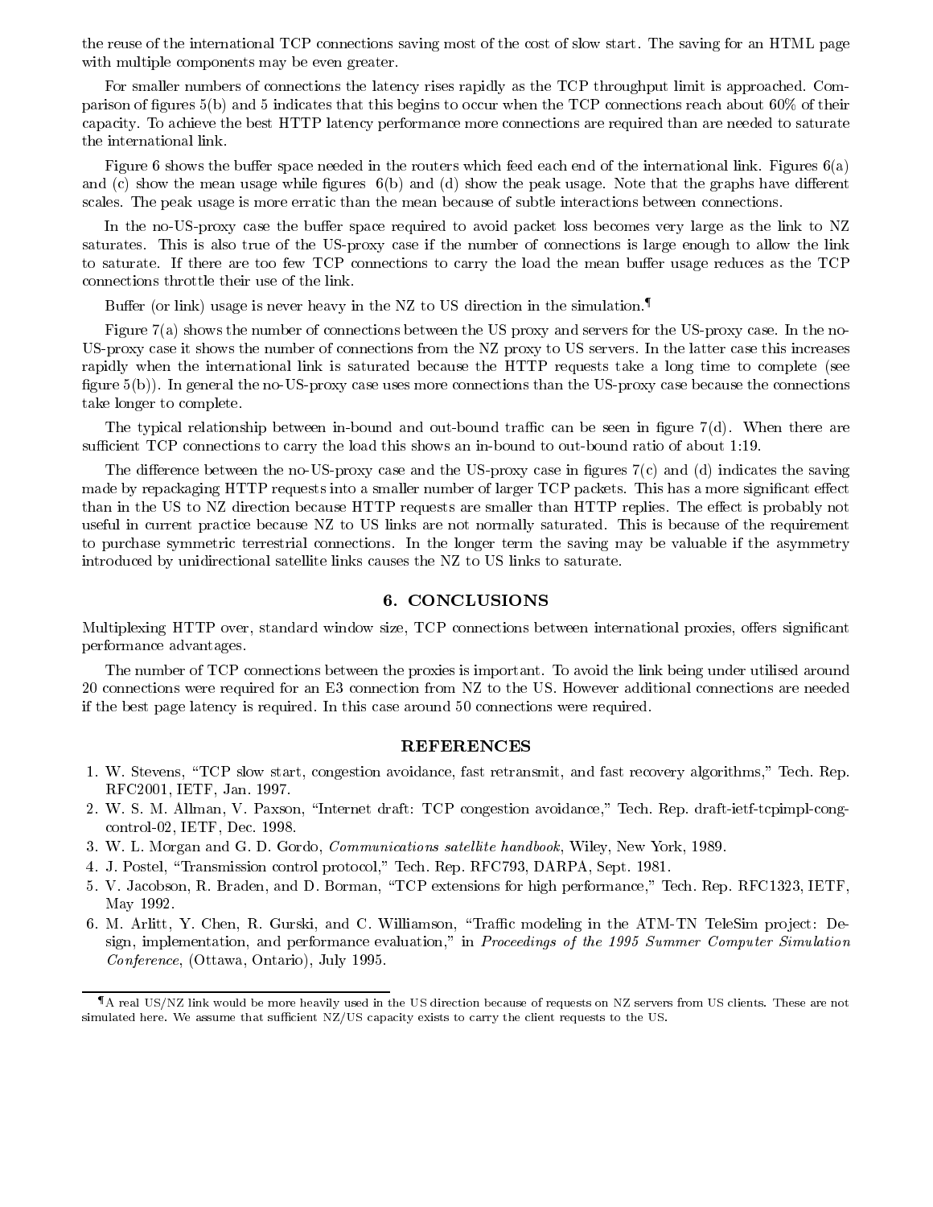the reuse of the international TCP connections saving most of the cost of slow start. The saving for an HTML page with multiple components may be even greater.

For smaller numbers of connections the latency rises rapidly as the TCP throughput limit is approached. Comparison of figures 5(b) and 5 indicates that this begins to occur when the TCP connections reach about 60% of their capacity. To achieve the best HTTP latency performance more connections are required than are needed to saturate the international link.

Figure 6 shows the buffer space needed in the routers which feed each end of the international link. Figures 6(a) and (c) show the mean usage while figures 6(b) and (d) show the peak usage. Note that the graphs have different scales. The peak usage is more erratic than the mean because of subtle interactions between connections.

In the no-US-proxy case the buffer space required to avoid packet loss becomes very large as the link to NZ saturates. This is also true of the US-proxy case if the number of connections is large enough to allow the link to saturate. If there are too few TCP connections to carry the load the mean buffer usage reduces as the TCP connections throttle their use of the link.

Buffer (or link) usage is never heavy in the NZ to US direction in the simulation.[¶]

Figure 7(a) shows the number of connections between the US proxy and servers for the US-proxy case. In the no-US-proxy case it shows the number of connections from the NZ proxy to US servers. In the latter case this increases rapidly when the international link is saturated because the HTTP requests take a long time to complete (see figure 5(b)). In general the no-US-proxy case uses more connections than the US-proxy case because the connections take longer to complete.

The typical relationship between in-bound and out-bound traffic can be seen in figure 7(d). When there are sufficient TCP connections to carry the load this shows an in-bound to out-bound ratio of about 1:19.

The difference between the no-US-proxy case and the US-proxy case in figures 7(c) and (d) indicates the saving made by repackaging HTTP requests into a smaller number of larger TCP packets. This has a more significant effect than in the US to NZ direction because HTTP requests are smaller than HTTP replies. The effect is probably not useful in current practice because NZ to US links are not normally saturated. This is because of the requirement to purchase symmetric terrestrial connections. In the longer term the saving may be valuable if the asymmetry introduced by unidirectional satellite links causes the NZ to US links to saturate.

## 6. CONCLUSIONS

Multiplexing HTTP over, standard window size, TCP connections between international proxies, offers significant performance advantages.

The number of TCP connections between the proxies is important. To avoid the link being under utilised around 20 connections were required for an E3 connection from NZ to the US. However additional connections are needed if the best page latency is required. In this case around 50 connections were required.

## REFERENCES

1. W. Stevens, "TCP slow start, congestion avoidance, fast retransmit, and fast recovery algorithms," Tech. Rep. RFC2001, IETF, Jan. 1997.
2. W. S. M. Allman, V. Paxson, "Internet draft: TCP congestion avoidance," Tech. Rep. draft-ietf-tcpimpl-cong-control-02, IETF, Dec. 1998.
3. W. L. Morgan and G. D. Gordo, *Communications satellite handbook*, Wiley, New York, 1989.
4. J. Postel, "Transmission control protocol," Tech. Rep. RFC793, DARPA, Sept. 1981.
5. V. Jacobson, R. Braden, and D. Borman, "TCP extensions for high performance," Tech. Rep. RFC1323, IETF, May 1992.
6. M. Arlitt, Y. Chen, R. Gurski, and C. Williamson, "Traffic modeling in the ATM-TN TeleSim project: Design, implementation, and performance evaluation," in *Proceedings of the 1995 Summer Computer Simulation Conference*, (Ottawa, Ontario), July 1995.

[¶] A real US/NZ link would be more heavily used in the US direction because of requests on NZ servers from US clients. These are not simulated here. We assume that sufficient NZ/US capacity exists to carry the client requests to the US.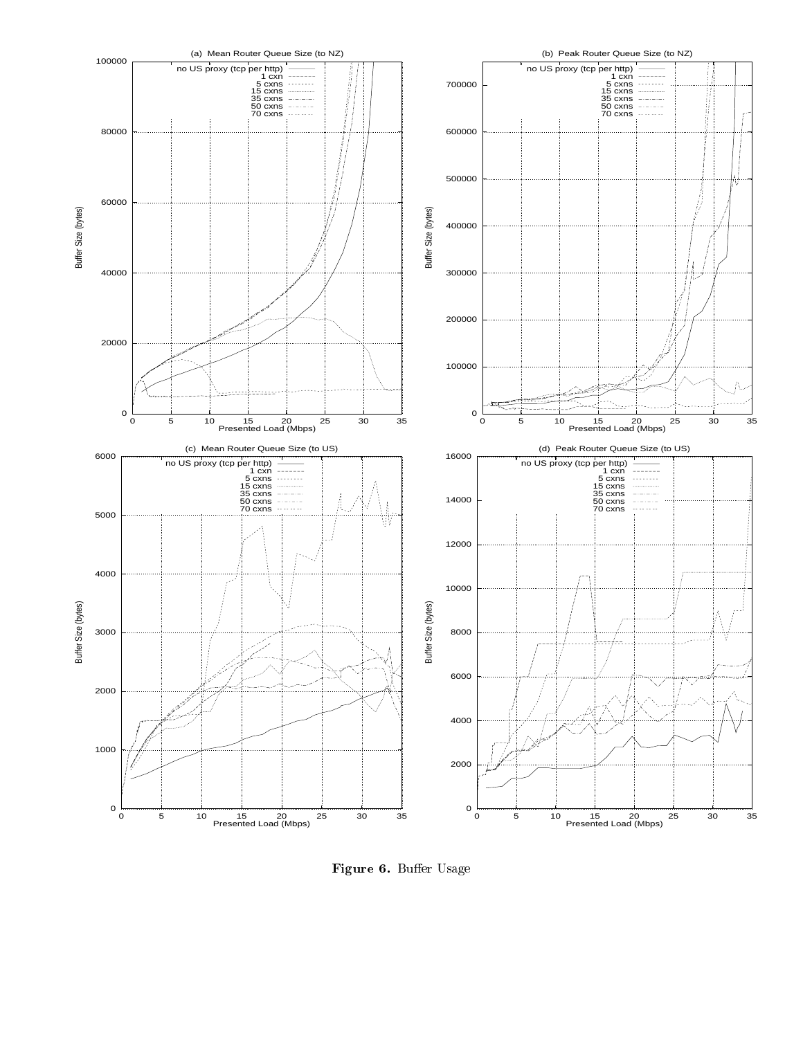Figure 6. Buffer Usage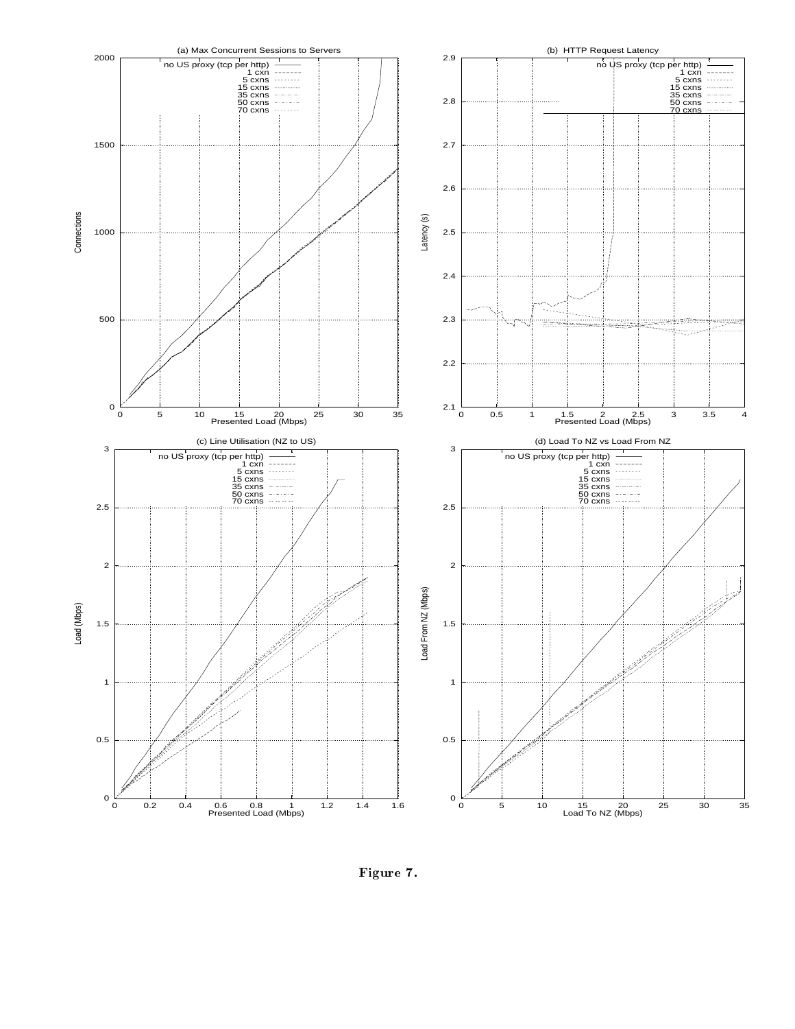(a) Max Concurrent Sessions to Servers

no US proxy (tcp per http)
1 cxn
5 cxns
15 cxns
35 cxns
50 cxns
70 cxns

Connections

0
500
1000
1500
2000

0
5
10
15
20
25
30
35

Presented Load (Mbps)

(b) HTTP Request Latency

no US proxy (tcp per http)
1 cxn
5 cxns
15 cxns
35 cxns
50 cxns
70 cxns

Latency (s)

2.1
2.2
2.3
2.4
2.5
2.6
2.7
2.8
2.9

0
0.5
1
1.5
2
2.5
3
3.5
4

Presented Load (Mbps)

(c) Line Utilisation (NZ to US)

no US proxy (tcp per http)
1 cxn
5 cxns
15 cxns
35 cxns
50 cxns
70 cxns

Load (Mbps)

0
0.5
1
1.5
2
2.5
3

0
0.2
0.4
0.6
0.8
1
1.2
1.4
1.6

Presented Load (Mbps)

(d) Load To NZ vs Load From NZ

no US proxy (tcp per http)
1 cxn
5 cxns
15 cxns
35 cxns
50 cxns
70 cxns

Load From NZ (Mbps)

0
0.5
1
1.5
2
2.5
3

0
5
10
15
20
25
30
35

Load To NZ (Mbps)

**Figure 7.**